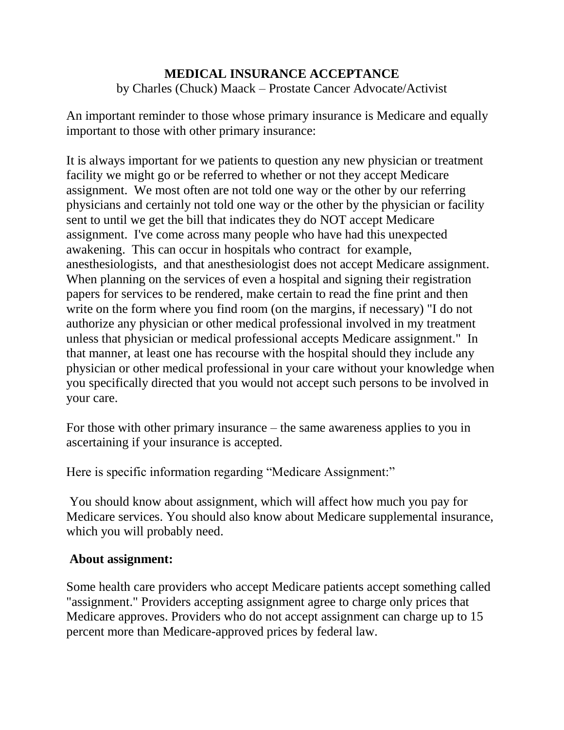# MEDICAL INSURANCE ACCEPTANCE

by Charles (Chuck) Maack – Prostate Cancer Advocate/Activist

An important reminder to those whose primary insurance is Medicare and equally important to those with other primary insurance:

It is always important for we patients to question any new physician or treatment facility we might go or be referred to whether or not they accept Medicare assignment. We most often are not told one way or the other by our referring physicians and certainly not told one way or the other by the physician or facility sent to until we get the bill that indicates they do NOT accept Medicare assignment. I've come across many people who have had this unexpected awakening. This can occur in hospitals who contract for example, anesthesiologists, and that anesthesiologist does not accept Medicare assignment. When planning on the services of even a hospital and signing their registration papers for services to be rendered, make certain to read the fine print and then write on the form where you find room (on the margins, if necessary) "I do not authorize any physician or other medical professional involved in my treatment unless that physician or medical professional accepts Medicare assignment." In that manner, at least one has recourse with the hospital should they include any physician or other medical professional in your care without your knowledge when you specifically directed that you would not accept such persons to be involved in your care.

For those with other primary insurance – the same awareness applies to you in ascertaining if your insurance is accepted.

Here is specific information regarding "Medicare Assignment:"

You should know about assignment, which will affect how much you pay for Medicare services. You should also know about Medicare supplemental insurance, which you will probably need.

**About assignment:**

Some health care providers who accept Medicare patients accept something called "assignment." Providers accepting assignment agree to charge only prices that Medicare approves. Providers who do not accept assignment can charge up to 15 percent more than Medicare-approved prices by federal law.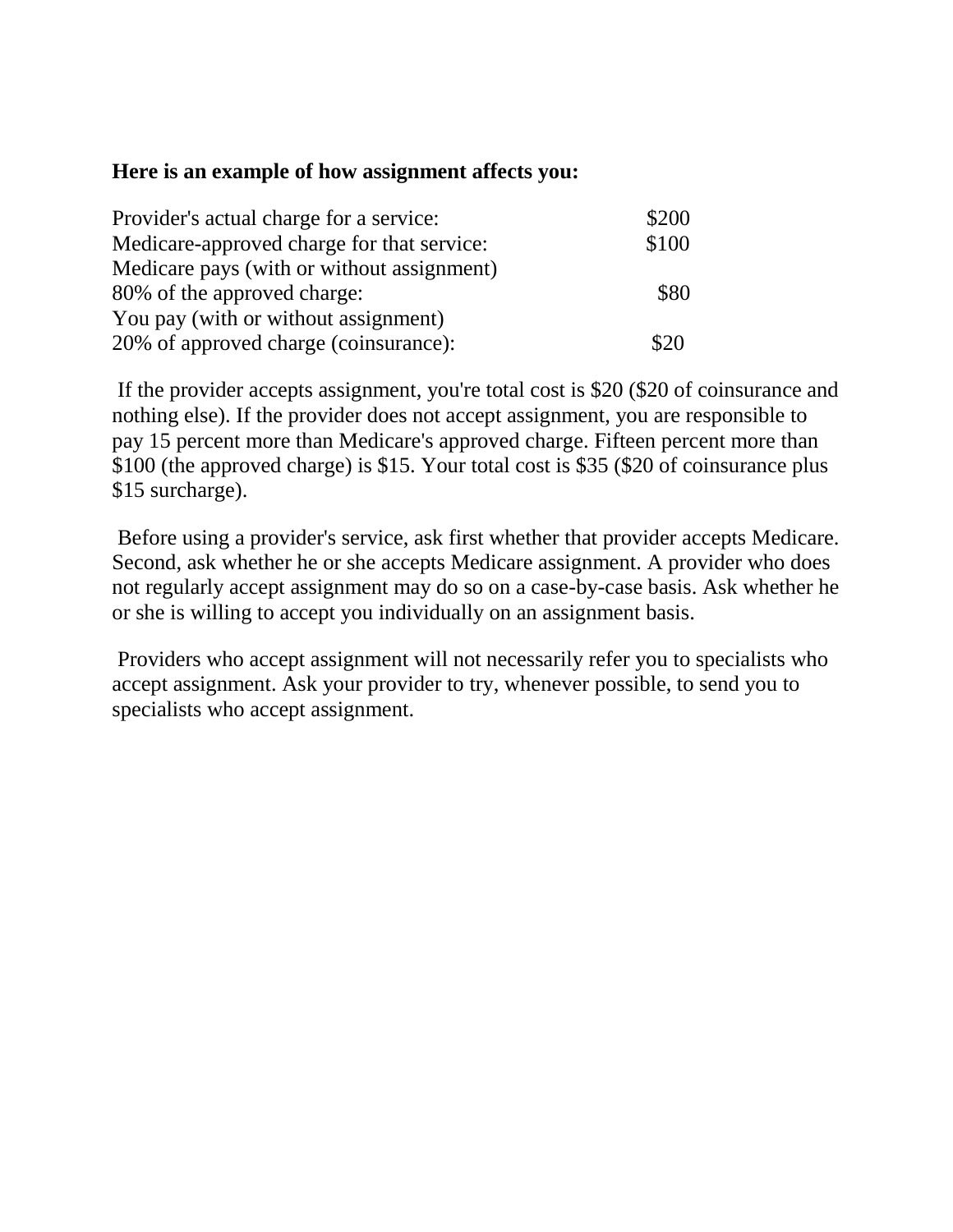**Here is an example of how assignment affects you:**

| | |
|---|---|
| Provider's actual charge for a service: | $200 |
| Medicare-approved charge for that service: | $100 |
| Medicare pays (with or without assignment) 80% of the approved charge: | $80 |
| You pay (with or without assignment) 20% of approved charge (coinsurance): | $20 |

If the provider accepts assignment, you're total cost is $20 ($20 of coinsurance and nothing else). If the provider does not accept assignment, you are responsible to pay 15 percent more than Medicare's approved charge. Fifteen percent more than $100 (the approved charge) is $15. Your total cost is $35 ($20 of coinsurance plus $15 surcharge).

Before using a provider's service, ask first whether that provider accepts Medicare. Second, ask whether he or she accepts Medicare assignment. A provider who does not regularly accept assignment may do so on a case-by-case basis. Ask whether he or she is willing to accept you individually on an assignment basis.

Providers who accept assignment will not necessarily refer you to specialists who accept assignment. Ask your provider to try, whenever possible, to send you to specialists who accept assignment.